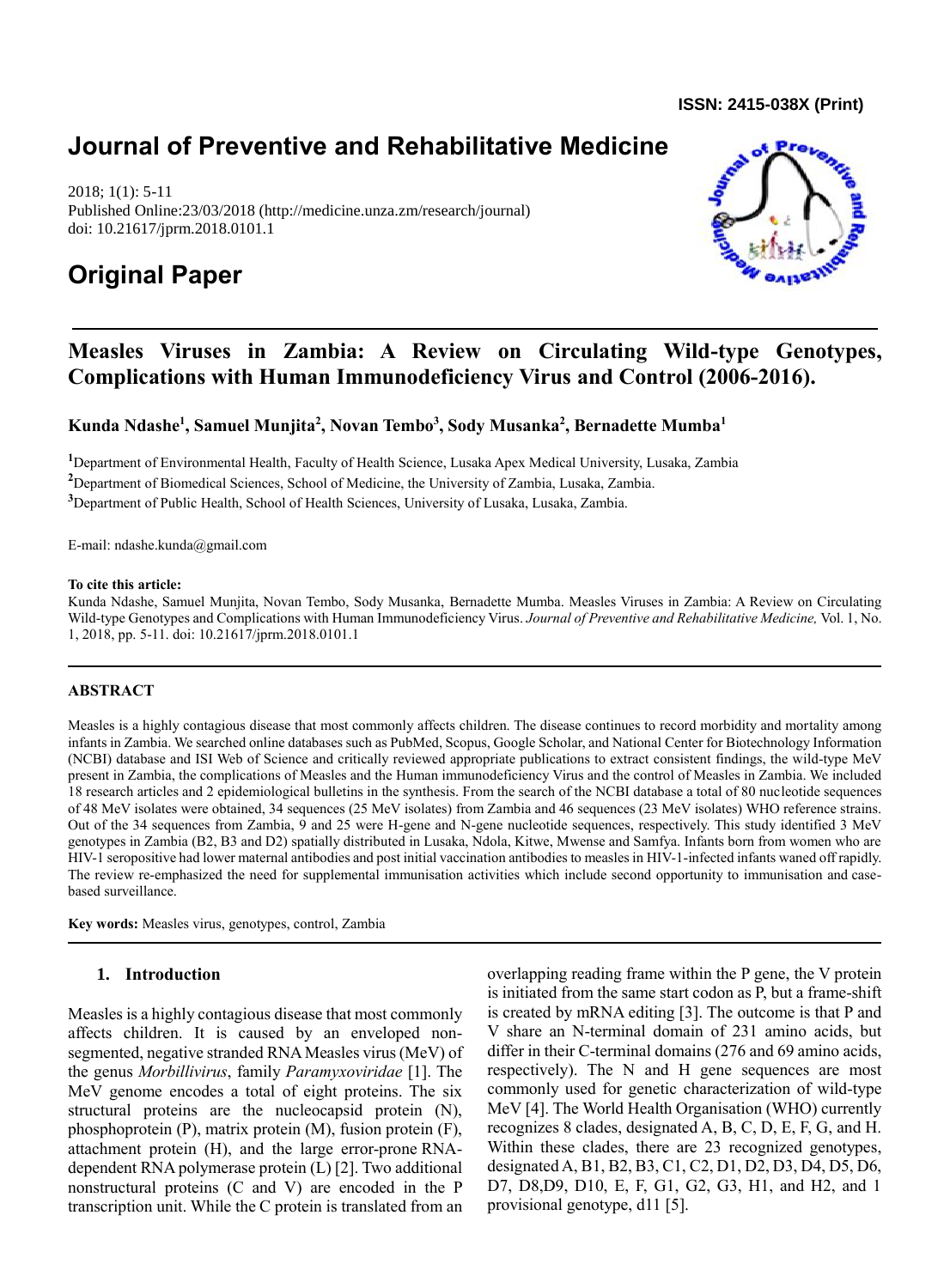ISSN: 2415-038X (Print)

# Journal of Preventive and Rehabilitative Medicine

2018; 1(1): 5-11
Published Online:23/03/2018 (http://medicine.unza.zm/research/journal)
doi: 10.21617/jprm.2018.0101.1

## Original Paper

# Measles Viruses in Zambia: A Review on Circulating Wild-type Genotypes, Complications with Human Immunodeficiency Virus and Control (2006-2016).

**Kunda Ndashe[1], Samuel Munjita[2], Novan Tembo[3], Sody Musanka[2], Bernadette Mumba[1]**

[1]Department of Environmental Health, Faculty of Health Science, Lusaka Apex Medical University, Lusaka, Zambia
[2]Department of Biomedical Sciences, School of Medicine, the University of Zambia, Lusaka, Zambia.
[3]Department of Public Health, School of Health Sciences, University of Lusaka, Lusaka, Zambia.

E-mail: ndashe.kunda@gmail.com

**To cite this article:**
Kunda Ndashe, Samuel Munjita, Novan Tembo, Sody Musanka, Bernadette Mumba. Measles Viruses in Zambia: A Review on Circulating Wild-type Genotypes and Complications with Human Immunodeficiency Virus. *Journal of Preventive and Rehabilitative Medicine,* Vol. 1, No. 1, 2018, pp. 5-11. doi: 10.21617/jprm.2018.0101.1

**ABSTRACT**

Measles is a highly contagious disease that most commonly affects children. The disease continues to record morbidity and mortality among infants in Zambia. We searched online databases such as PubMed, Scopus, Google Scholar, and National Center for Biotechnology Information (NCBI) database and ISI Web of Science and critically reviewed appropriate publications to extract consistent findings, the wild-type MeV present in Zambia, the complications of Measles and the Human immunodeficiency Virus and the control of Measles in Zambia. We included 18 research articles and 2 epidemiological bulletins in the synthesis. From the search of the NCBI database a total of 80 nucleotide sequences of 48 MeV isolates were obtained, 34 sequences (25 MeV isolates) from Zambia and 46 sequences (23 MeV isolates) WHO reference strains. Out of the 34 sequences from Zambia, 9 and 25 were H-gene and N-gene nucleotide sequences, respectively. This study identified 3 MeV genotypes in Zambia (B2, B3 and D2) spatially distributed in Lusaka, Ndola, Kitwe, Mwense and Samfya. Infants born from women who are HIV-1 seropositive had lower maternal antibodies and post initial vaccination antibodies to measles in HIV-1-infected infants waned off rapidly. The review re-emphasized the need for supplemental immunisation activities which include second opportunity to immunisation and case-based surveillance.

**Key words:** Measles virus, genotypes, control, Zambia

## 1. Introduction

Measles is a highly contagious disease that most commonly affects children. It is caused by an enveloped non-segmented, negative stranded RNA Measles virus (MeV) of the genus *Morbillivirus*, family *Paramyxoviridae* [1]. The MeV genome encodes a total of eight proteins. The six structural proteins are the nucleocapsid protein (N), phosphoprotein (P), matrix protein (M), fusion protein (F), attachment protein (H), and the large error-prone RNA-dependent RNA polymerase protein (L) [2]. Two additional nonstructural proteins (C and V) are encoded in the P transcription unit. While the C protein is translated from an overlapping reading frame within the P gene, the V protein is initiated from the same start codon as P, but a frame-shift is created by mRNA editing [3]. The outcome is that P and V share an N-terminal domain of 231 amino acids, but differ in their C-terminal domains (276 and 69 amino acids, respectively). The N and H gene sequences are most commonly used for genetic characterization of wild-type MeV [4]. The World Health Organisation (WHO) currently recognizes 8 clades, designated A, B, C, D, E, F, G, and H. Within these clades, there are 23 recognized genotypes, designated A, B1, B2, B3, C1, C2, D1, D2, D3, D4, D5, D6, D7, D8,D9, D10, E, F, G1, G2, G3, H1, and H2, and 1 provisional genotype, d11 [5].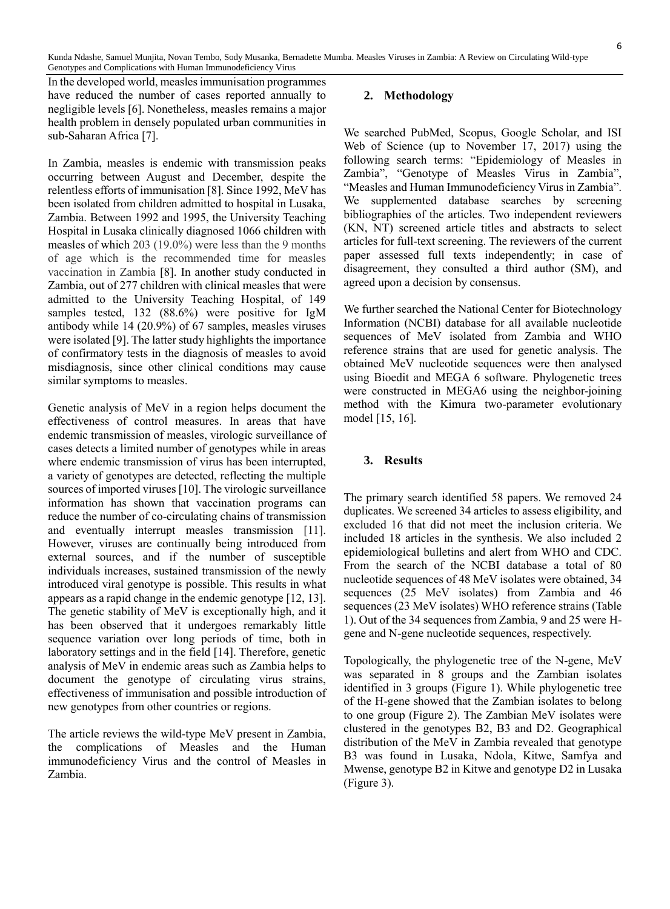In the developed world, measles immunisation programmes have reduced the number of cases reported annually to negligible levels [6]. Nonetheless, measles remains a major health problem in densely populated urban communities in sub-Saharan Africa [7].

In Zambia, measles is endemic with transmission peaks occurring between August and December, despite the relentless efforts of immunisation [8]. Since 1992, MeV has been isolated from children admitted to hospital in Lusaka, Zambia. Between 1992 and 1995, the University Teaching Hospital in Lusaka clinically diagnosed 1066 children with measles of which 203 (19.0%) were less than the 9 months of age which is the recommended time for measles vaccination in Zambia [8]. In another study conducted in Zambia, out of 277 children with clinical measles that were admitted to the University Teaching Hospital, of 149 samples tested, 132 (88.6%) were positive for IgM antibody while 14 (20.9%) of 67 samples, measles viruses were isolated [9]. The latter study highlights the importance of confirmatory tests in the diagnosis of measles to avoid misdiagnosis, since other clinical conditions may cause similar symptoms to measles.

Genetic analysis of MeV in a region helps document the effectiveness of control measures. In areas that have endemic transmission of measles, virologic surveillance of cases detects a limited number of genotypes while in areas where endemic transmission of virus has been interrupted, a variety of genotypes are detected, reflecting the multiple sources of imported viruses [10]. The virologic surveillance information has shown that vaccination programs can reduce the number of co-circulating chains of transmission and eventually interrupt measles transmission [11]. However, viruses are continually being introduced from external sources, and if the number of susceptible individuals increases, sustained transmission of the newly introduced viral genotype is possible. This results in what appears as a rapid change in the endemic genotype [12, 13]. The genetic stability of MeV is exceptionally high, and it has been observed that it undergoes remarkably little sequence variation over long periods of time, both in laboratory settings and in the field [14]. Therefore, genetic analysis of MeV in endemic areas such as Zambia helps to document the genotype of circulating virus strains, effectiveness of immunisation and possible introduction of new genotypes from other countries or regions.

The article reviews the wild-type MeV present in Zambia, the complications of Measles and the Human immunodeficiency Virus and the control of Measles in Zambia.

## 2. Methodology

We searched PubMed, Scopus, Google Scholar, and ISI Web of Science (up to November 17, 2017) using the following search terms: "Epidemiology of Measles in Zambia", "Genotype of Measles Virus in Zambia", "Measles and Human Immunodeficiency Virus in Zambia". We supplemented database searches by screening bibliographies of the articles. Two independent reviewers (KN, NT) screened article titles and abstracts to select articles for full-text screening. The reviewers of the current paper assessed full texts independently; in case of disagreement, they consulted a third author (SM), and agreed upon a decision by consensus.

We further searched the National Center for Biotechnology Information (NCBI) database for all available nucleotide sequences of MeV isolated from Zambia and WHO reference strains that are used for genetic analysis. The obtained MeV nucleotide sequences were then analysed using Bioedit and MEGA 6 software. Phylogenetic trees were constructed in MEGA6 using the neighbor-joining method with the Kimura two-parameter evolutionary model [15, 16].

## 3. Results

The primary search identified 58 papers. We removed 24 duplicates. We screened 34 articles to assess eligibility, and excluded 16 that did not meet the inclusion criteria. We included 18 articles in the synthesis. We also included 2 epidemiological bulletins and alert from WHO and CDC. From the search of the NCBI database a total of 80 nucleotide sequences of 48 MeV isolates were obtained, 34 sequences (25 MeV isolates) from Zambia and 46 sequences (23 MeV isolates) WHO reference strains (Table 1). Out of the 34 sequences from Zambia, 9 and 25 were H-gene and N-gene nucleotide sequences, respectively.

Topologically, the phylogenetic tree of the N-gene, MeV was separated in 8 groups and the Zambian isolates identified in 3 groups (Figure 1). While phylogenetic tree of the H-gene showed that the Zambian isolates to belong to one group (Figure 2). The Zambian MeV isolates were clustered in the genotypes B2, B3 and D2. Geographical distribution of the MeV in Zambia revealed that genotype B3 was found in Lusaka, Ndola, Kitwe, Samfya and Mwense, genotype B2 in Kitwe and genotype D2 in Lusaka (Figure 3).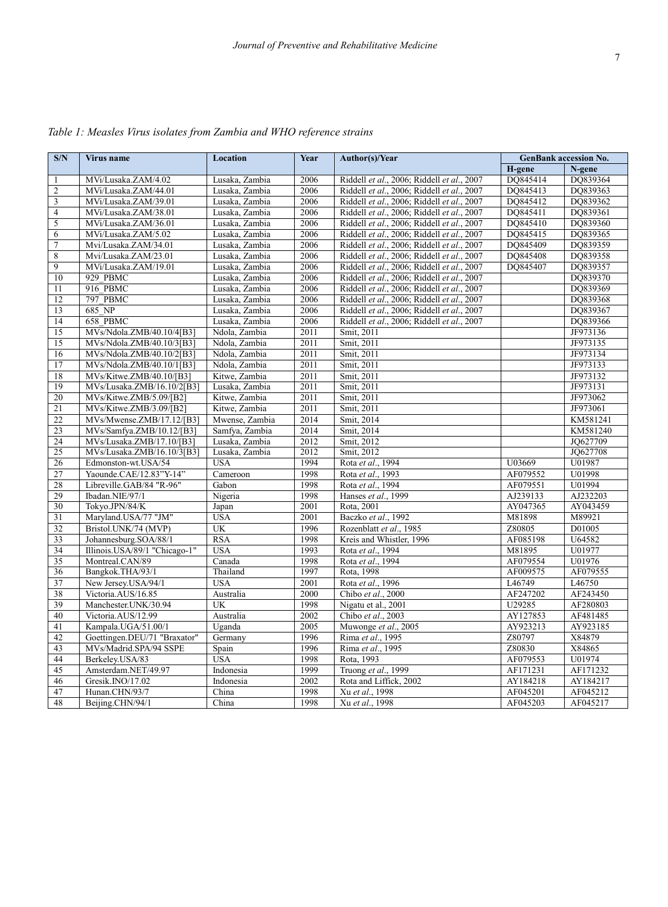*Table 1: Measles Virus isolates from Zambia and WHO reference strains*

| S/N | Virus name | Location | Year | Author(s)/Year | GenBank accession No. | |
|---|---|---|---|---|---|---|
| | | | | | H-gene | N-gene |
| 1 | MVi/Lusaka.ZAM/4.02 | Lusaka, Zambia | 2006 | Riddell *et al*., 2006; Riddell *et al*., 2007 | DQ845414 | DQ839364 |
| 2 | MVi/Lusaka.ZAM/44.01 | Lusaka, Zambia | 2006 | Riddell *et al*., 2006; Riddell *et al*., 2007 | DQ845413 | DQ839363 |
| 3 | MVi/Lusaka.ZAM/39.01 | Lusaka, Zambia | 2006 | Riddell *et al*., 2006; Riddell *et al*., 2007 | DQ845412 | DQ839362 |
| 4 | MVi/Lusaka.ZAM/38.01 | Lusaka, Zambia | 2006 | Riddell *et al*., 2006; Riddell *et al*., 2007 | DQ845411 | DQ839361 |
| 5 | MVi/Lusaka.ZAM/36.01 | Lusaka, Zambia | 2006 | Riddell *et al*., 2006; Riddell *et al*., 2007 | DQ845410 | DQ839360 |
| 6 | MVi/Lusaka.ZAM/5.02 | Lusaka, Zambia | 2006 | Riddell *et al*., 2006; Riddell *et al*., 2007 | DQ845415 | DQ839365 |
| 7 | Mvi/Lusaka.ZAM/34.01 | Lusaka, Zambia | 2006 | Riddell *et al*., 2006; Riddell *et al*., 2007 | DQ845409 | DQ839359 |
| 8 | Mvi/Lusaka.ZAM/23.01 | Lusaka, Zambia | 2006 | Riddell *et al*., 2006; Riddell *et al*., 2007 | DQ845408 | DQ839358 |
| 9 | MVi/Lusaka.ZAM/19.01 | Lusaka, Zambia | 2006 | Riddell *et al*., 2006; Riddell *et al*., 2007 | DQ845407 | DQ839357 |
| 10 | 929_PBMC | Lusaka, Zambia | 2006 | Riddell *et al*., 2006; Riddell *et al*., 2007 | | DQ839370 |
| 11 | 916_PBMC | Lusaka, Zambia | 2006 | Riddell *et al*., 2006; Riddell *et al*., 2007 | | DQ839369 |
| 12 | 797_PBMC | Lusaka, Zambia | 2006 | Riddell *et al*., 2006; Riddell *et al*., 2007 | | DQ839368 |
| 13 | 685_NP | Lusaka, Zambia | 2006 | Riddell *et al*., 2006; Riddell *et al*., 2007 | | DQ839367 |
| 14 | 658_PBMC | Lusaka, Zambia | 2006 | Riddell *et al*., 2006; Riddell *et al*., 2007 | | DQ839366 |
| 15 | MVs/Ndola.ZMB/40.10/4[B3] | Ndola, Zambia | 2011 | Smit, 2011 | | JF973136 |
| 15 | MVs/Ndola.ZMB/40.10/3[B3] | Ndola, Zambia | 2011 | Smit, 2011 | | JF973135 |
| 16 | MVs/Ndola.ZMB/40.10/2[B3] | Ndola, Zambia | 2011 | Smit, 2011 | | JF973134 |
| 17 | MVs/Ndola.ZMB/40.10/1[B3] | Ndola, Zambia | 2011 | Smit, 2011 | | JF973133 |
| 18 | MVs/Kitwe.ZMB/40.10/[B3] | Kitwe, Zambia | 2011 | Smit, 2011 | | JF973132 |
| 19 | MVs/Lusaka.ZMB/16.10/2[B3] | Lusaka, Zambia | 2011 | Smit, 2011 | | JF973131 |
| 20 | MVs/Kitwe.ZMB/5.09/[B2] | Kitwe, Zambia | 2011 | Smit, 2011 | | JF973062 |
| 21 | MVs/Kitwe.ZMB/3.09/[B2] | Kitwe, Zambia | 2011 | Smit, 2011 | | JF973061 |
| 22 | MVs/Mwense.ZMB/17.12/[B3] | Mwense, Zambia | 2014 | Smit, 2014 | | KM581241 |
| 23 | MVs/Samfya.ZMB/10.12/[B3] | Samfya, Zambia | 2014 | Smit, 2014 | | KM581240 |
| 24 | MVs/Lusaka.ZMB/17.10/[B3] | Lusaka, Zambia | 2012 | Smit, 2012 | | JQ627709 |
| 25 | MVs/Lusaka.ZMB/16.10/3[B3] | Lusaka, Zambia | 2012 | Smit, 2012 | | JQ627708 |
| 26 | Edmonston-wt.USA/54 | USA | 1994 | Rota *et al*., 1994 | U03669 | U01987 |
| 27 | Yaounde.CAE/12.83"Y-14" | Cameroon | 1998 | Rota *et al*., 1993 | AF079552 | U01998 |
| 28 | Libreville.GAB/84 "R-96" | Gabon | 1998 | Rota *et al*., 1994 | AF079551 | U01994 |
| 29 | Ibadan.NIE/97/1 | Nigeria | 1998 | Hanses *et al*., 1999 | AJ239133 | AJ232203 |
| 30 | Tokyo.JPN/84/K | Japan | 2001 | Rota, 2001 | AY047365 | AY043459 |
| 31 | Maryland.USA/77 "JM" | USA | 2001 | Baczko *et al*., 1992 | M81898 | M89921 |
| 32 | Bristol.UNK/74 (MVP) | UK | 1996 | Rozenblatt *et al*., 1985 | Z80805 | D01005 |
| 33 | Johannesburg.SOA/88/1 | RSA | 1998 | Kreis and Whistler, 1996 | AF085198 | U64582 |
| 34 | Illinois.USA/89/1 "Chicago-1" | USA | 1993 | Rota *et al*., 1994 | M81895 | U01977 |
| 35 | Montreal.CAN/89 | Canada | 1998 | Rota *et al*., 1994 | AF079554 | U01976 |
| 36 | Bangkok.THA/93/1 | Thailand | 1997 | Rota, 1998 | AF009575 | AF079555 |
| 37 | New Jersey.USA/94/1 | USA | 2001 | Rota *et al*., 1996 | L46749 | L46750 |
| 38 | Victoria.AUS/16.85 | Australia | 2000 | Chibo *et al*., 2000 | AF247202 | AF243450 |
| 39 | Manchester.UNK/30.94 | UK | 1998 | Nigatu et al., 2001 | U29285 | AF280803 |
| 40 | Victoria.AUS/12.99 | Australia | 2002 | Chibo *et al*., 2003 | AY127853 | AF481485 |
| 41 | Kampala.UGA/51.00/1 | Uganda | 2005 | Muwonge *et al*., 2005 | AY923213 | AY923185 |
| 42 | Goettingen.DEU/71 "Braxator" | Germany | 1996 | Rima *et al*., 1995 | Z80797 | X84879 |
| 43 | MVs/Madrid.SPA/94 SSPE | Spain | 1996 | Rima *et al*., 1995 | Z80830 | X84865 |
| 44 | Berkeley.USA/83 | USA | 1998 | Rota, 1993 | AF079553 | U01974 |
| 45 | Amsterdam.NET/49.97 | Indonesia | 1999 | Truong *et al*., 1999 | AF171231 | AF171232 |
| 46 | Gresik.INO/17.02 | Indonesia | 2002 | Rota and Liffick, 2002 | AY184218 | AY184217 |
| 47 | Hunan.CHN/93/7 | China | 1998 | Xu *et al*., 1998 | AF045201 | AF045212 |
| 48 | Beijing.CHN/94/1 | China | 1998 | Xu *et al*., 1998 | AF045203 | AF045217 |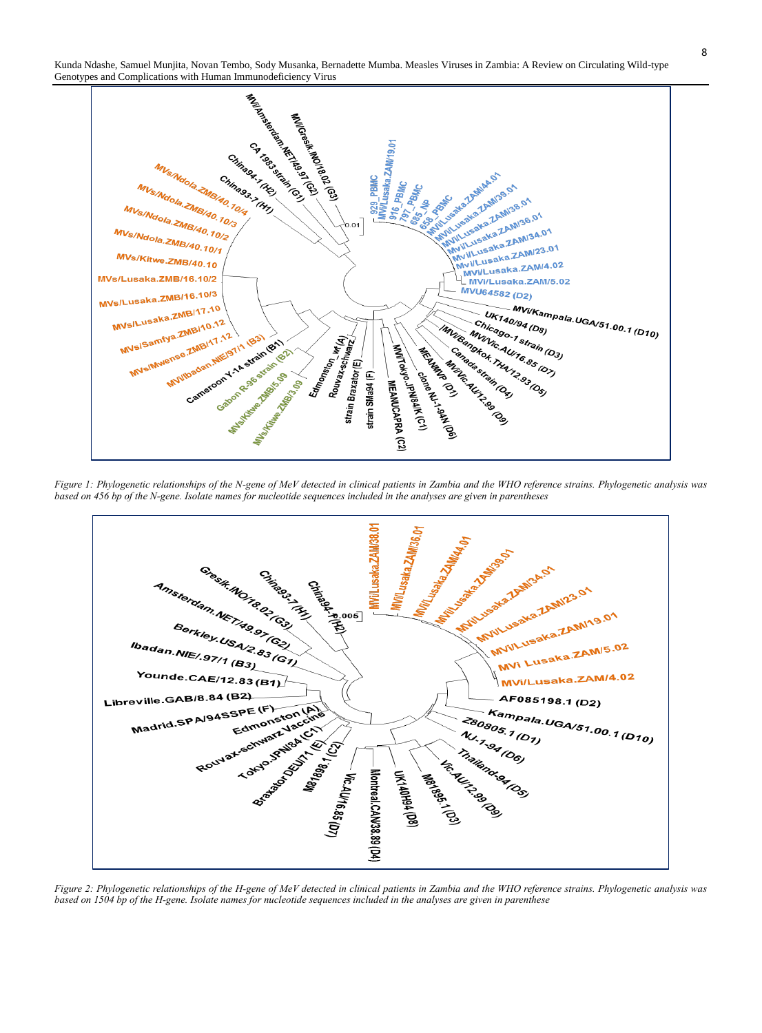*Figure 1: Phylogenetic relationships of the N-gene of MeV detected in clinical patients in Zambia and the WHO reference strains. Phylogenetic analysis was based on 456 bp of the N-gene. Isolate names for nucleotide sequences included in the analyses are given in parentheses*

*Figure 2: Phylogenetic relationships of the H-gene of MeV detected in clinical patients in Zambia and the WHO reference strains. Phylogenetic analysis was based on 1504 bp of the H-gene. Isolate names for nucleotide sequences included in the analyses are given in parenthese*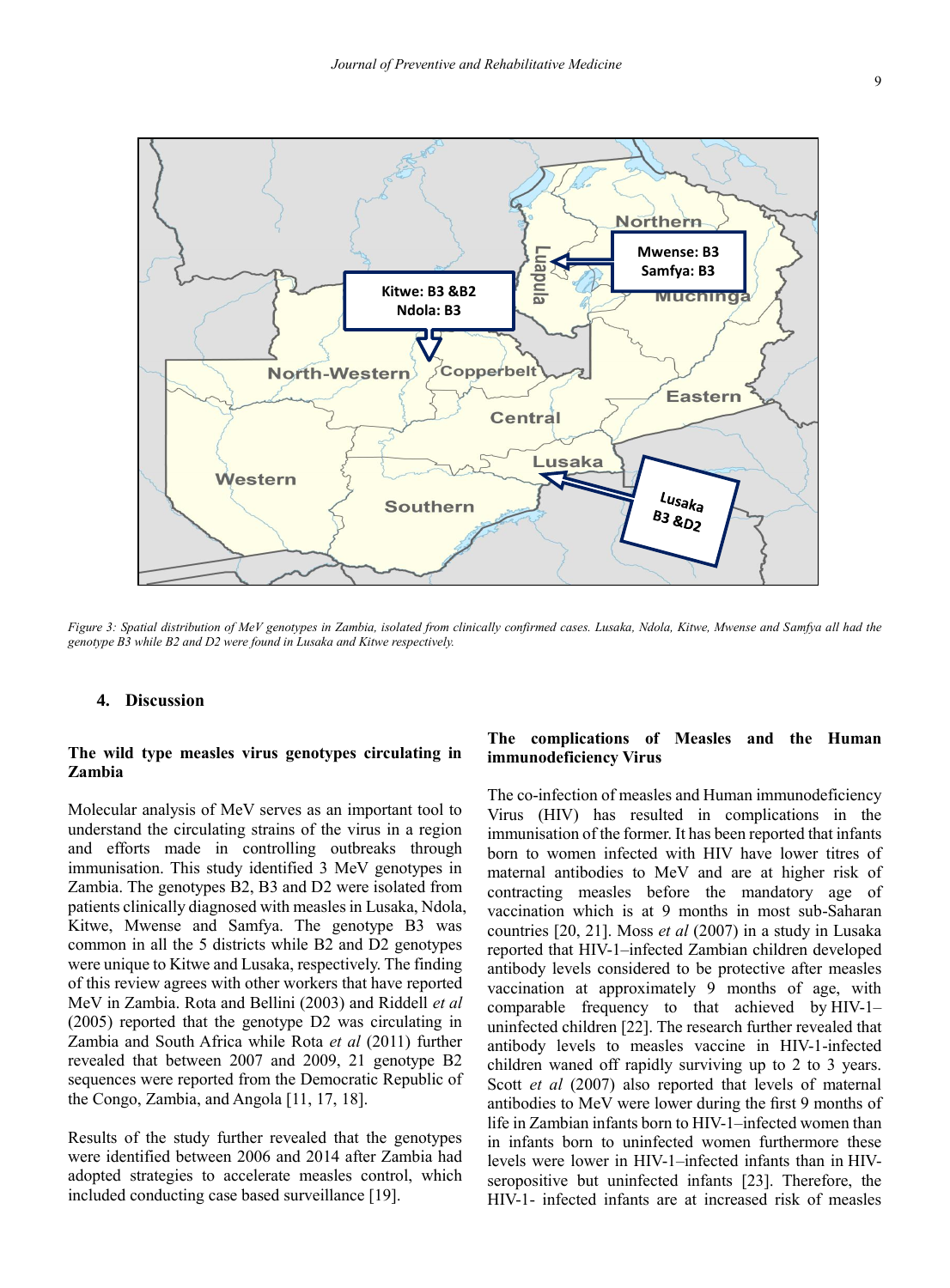*Figure 3: Spatial distribution of MeV genotypes in Zambia, isolated from clinically confirmed cases. Lusaka, Ndola, Kitwe, Mwense and Samfya all had the genotype B3 while B2 and D2 were found in Lusaka and Kitwe respectively.*

## 4. Discussion

### The wild type measles virus genotypes circulating in Zambia

Molecular analysis of MeV serves as an important tool to understand the circulating strains of the virus in a region and efforts made in controlling outbreaks through immunisation. This study identified 3 MeV genotypes in Zambia. The genotypes B2, B3 and D2 were isolated from patients clinically diagnosed with measles in Lusaka, Ndola, Kitwe, Mwense and Samfya. The genotype B3 was common in all the 5 districts while B2 and D2 genotypes were unique to Kitwe and Lusaka, respectively. The finding of this review agrees with other workers that have reported MeV in Zambia. Rota and Bellini (2003) and Riddell *et al* (2005) reported that the genotype D2 was circulating in Zambia and South Africa while Rota *et al* (2011) further revealed that between 2007 and 2009, 21 genotype B2 sequences were reported from the Democratic Republic of the Congo, Zambia, and Angola [11, 17, 18].

Results of the study further revealed that the genotypes were identified between 2006 and 2014 after Zambia had adopted strategies to accelerate measles control, which included conducting case based surveillance [19].

### The complications of Measles and the Human immunodeficiency Virus

The co-infection of measles and Human immunodeficiency Virus (HIV) has resulted in complications in the immunisation of the former. It has been reported that infants born to women infected with HIV have lower titres of maternal antibodies to MeV and are at higher risk of contracting measles before the mandatory age of vaccination which is at 9 months in most sub-Saharan countries [20, 21]. Moss *et al* (2007) in a study in Lusaka reported that HIV-1–infected Zambian children developed antibody levels considered to be protective after measles vaccination at approximately 9 months of age, with comparable frequency to that achieved by HIV-1–uninfected children [22]. The research further revealed that antibody levels to measles vaccine in HIV-1-infected children waned off rapidly surviving up to 2 to 3 years. Scott *et al* (2007) also reported that levels of maternal antibodies to MeV were lower during the first 9 months of life in Zambian infants born to HIV-1–infected women than in infants born to uninfected women furthermore these levels were lower in HIV-1–infected infants than in HIV-seropositive but uninfected infants [23]. Therefore, the HIV-1- infected infants are at increased risk of measles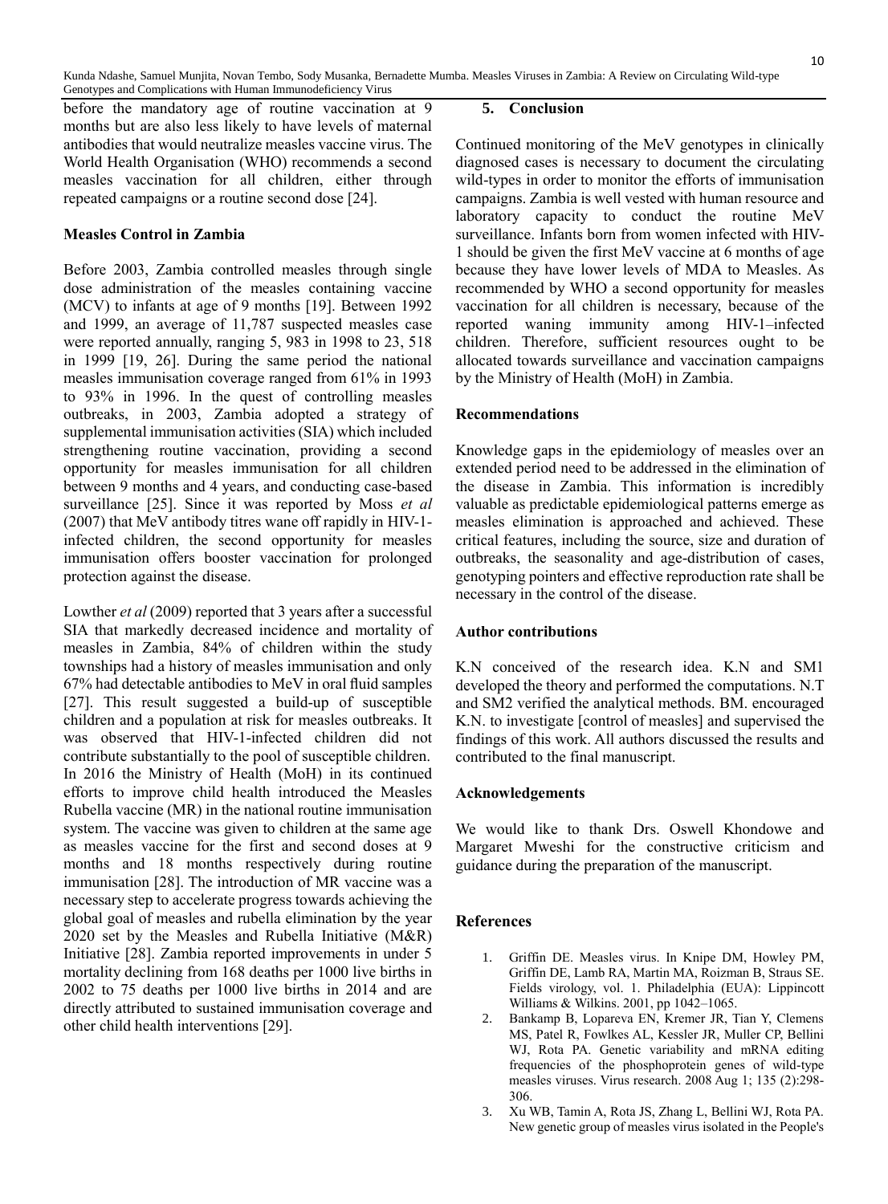before the mandatory age of routine vaccination at 9 months but are also less likely to have levels of maternal antibodies that would neutralize measles vaccine virus. The World Health Organisation (WHO) recommends a second measles vaccination for all children, either through repeated campaigns or a routine second dose [24].

**Measles Control in Zambia**

Before 2003, Zambia controlled measles through single dose administration of the measles containing vaccine (MCV) to infants at age of 9 months [19]. Between 1992 and 1999, an average of 11,787 suspected measles case were reported annually, ranging 5, 983 in 1998 to 23, 518 in 1999 [19, 26]. During the same period the national measles immunisation coverage ranged from 61% in 1993 to 93% in 1996. In the quest of controlling measles outbreaks, in 2003, Zambia adopted a strategy of supplemental immunisation activities (SIA) which included strengthening routine vaccination, providing a second opportunity for measles immunisation for all children between 9 months and 4 years, and conducting case-based surveillance [25]. Since it was reported by Moss *et al* (2007) that MeV antibody titres wane off rapidly in HIV-1-infected children, the second opportunity for measles immunisation offers booster vaccination for prolonged protection against the disease.

Lowther *et al* (2009) reported that 3 years after a successful SIA that markedly decreased incidence and mortality of measles in Zambia, 84% of children within the study townships had a history of measles immunisation and only 67% had detectable antibodies to MeV in oral fluid samples [27]. This result suggested a build-up of susceptible children and a population at risk for measles outbreaks. It was observed that HIV-1-infected children did not contribute substantially to the pool of susceptible children. In 2016 the Ministry of Health (MoH) in its continued efforts to improve child health introduced the Measles Rubella vaccine (MR) in the national routine immunisation system. The vaccine was given to children at the same age as measles vaccine for the first and second doses at 9 months and 18 months respectively during routine immunisation [28]. The introduction of MR vaccine was a necessary step to accelerate progress towards achieving the global goal of measles and rubella elimination by the year 2020 set by the Measles and Rubella Initiative (M&R) Initiative [28]. Zambia reported improvements in under 5 mortality declining from 168 deaths per 1000 live births in 2002 to 75 deaths per 1000 live births in 2014 and are directly attributed to sustained immunisation coverage and other child health interventions [29].

## 5. Conclusion

Continued monitoring of the MeV genotypes in clinically diagnosed cases is necessary to document the circulating wild-types in order to monitor the efforts of immunisation campaigns. Zambia is well vested with human resource and laboratory capacity to conduct the routine MeV surveillance. Infants born from women infected with HIV-1 should be given the first MeV vaccine at 6 months of age because they have lower levels of MDA to Measles. As recommended by WHO a second opportunity for measles vaccination for all children is necessary, because of the reported waning immunity among HIV-1–infected children. Therefore, sufficient resources ought to be allocated towards surveillance and vaccination campaigns by the Ministry of Health (MoH) in Zambia.

**Recommendations**

Knowledge gaps in the epidemiology of measles over an extended period need to be addressed in the elimination of the disease in Zambia. This information is incredibly valuable as predictable epidemiological patterns emerge as measles elimination is approached and achieved. These critical features, including the source, size and duration of outbreaks, the seasonality and age-distribution of cases, genotyping pointers and effective reproduction rate shall be necessary in the control of the disease.

**Author contributions**

K.N conceived of the research idea. K.N and SM1 developed the theory and performed the computations. N.T and SM2 verified the analytical methods. BM. encouraged K.N. to investigate [control of measles] and supervised the findings of this work. All authors discussed the results and contributed to the final manuscript.

**Acknowledgements**

We would like to thank Drs. Oswell Khondowe and Margaret Mweshi for the constructive criticism and guidance during the preparation of the manuscript.

## References

1. Griffin DE. Measles virus. In Knipe DM, Howley PM, Griffin DE, Lamb RA, Martin MA, Roizman B, Straus SE. Fields virology, vol. 1. Philadelphia (EUA): Lippincott Williams & Wilkins. 2001, pp 1042–1065.
2. Bankamp B, Lopareva EN, Kremer JR, Tian Y, Clemens MS, Patel R, Fowlkes AL, Kessler JR, Muller CP, Bellini WJ, Rota PA. Genetic variability and mRNA editing frequencies of the phosphoprotein genes of wild-type measles viruses. Virus research. 2008 Aug 1; 135 (2):298-306.
3. Xu WB, Tamin A, Rota JS, Zhang L, Bellini WJ, Rota PA. New genetic group of measles virus isolated in the People's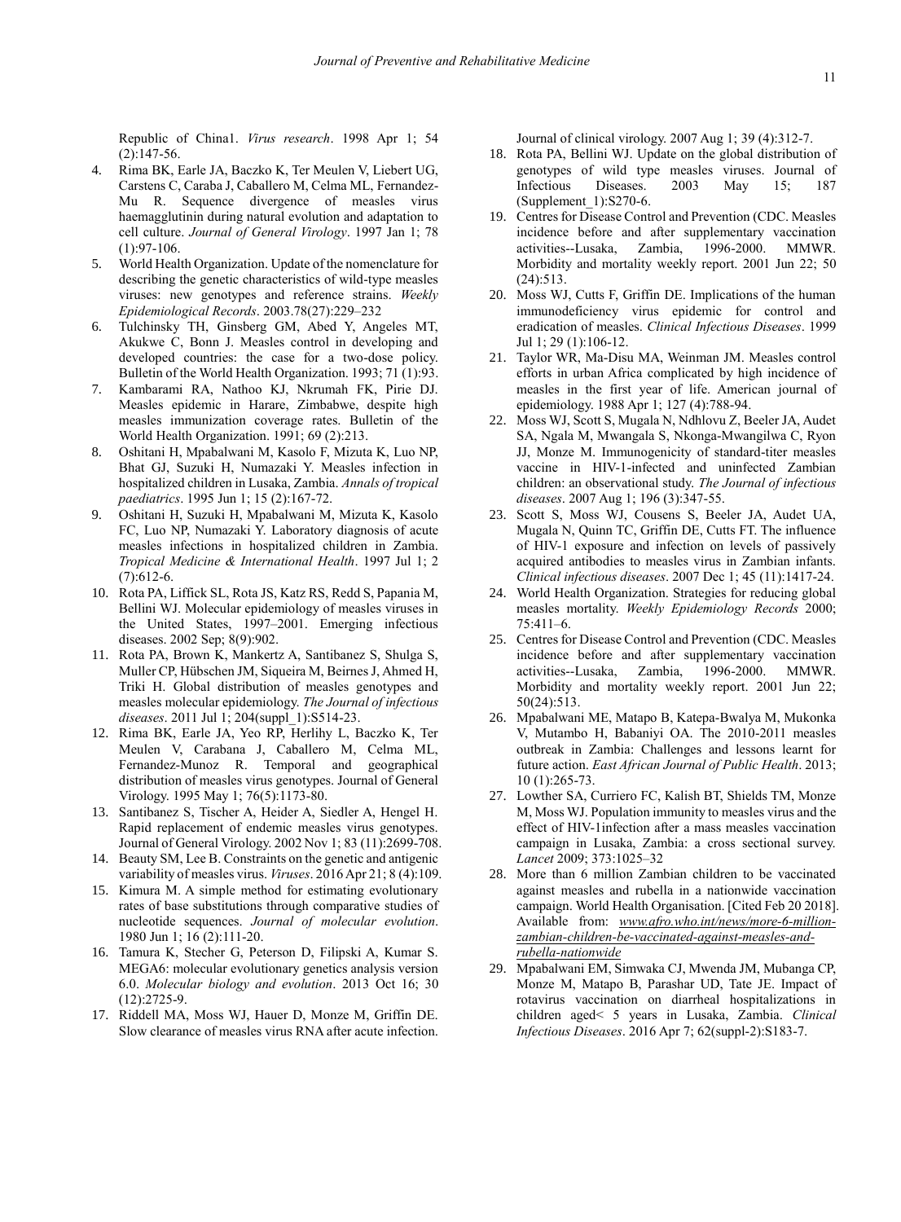Republic of China1. *Virus research*. 1998 Apr 1; 54 (2):147-56.

4. Rima BK, Earle JA, Baczko K, Ter Meulen V, Liebert UG, Carstens C, Caraba J, Caballero M, Celma ML, Fernandez-Mu R. Sequence divergence of measles virus haemagglutinin during natural evolution and adaptation to cell culture. *Journal of General Virology*. 1997 Jan 1; 78 (1):97-106.
5. World Health Organization. Update of the nomenclature for describing the genetic characteristics of wild-type measles viruses: new genotypes and reference strains. *Weekly Epidemiological Records*. 2003.78(27):229–232
6. Tulchinsky TH, Ginsberg GM, Abed Y, Angeles MT, Akukwe C, Bonn J. Measles control in developing and developed countries: the case for a two-dose policy. Bulletin of the World Health Organization. 1993; 71 (1):93.
7. Kambarami RA, Nathoo KJ, Nkrumah FK, Pirie DJ. Measles epidemic in Harare, Zimbabwe, despite high measles immunization coverage rates. Bulletin of the World Health Organization. 1991; 69 (2):213.
8. Oshitani H, Mpabalwani M, Kasolo F, Mizuta K, Luo NP, Bhat GJ, Suzuki H, Numazaki Y. Measles infection in hospitalized children in Lusaka, Zambia. *Annals of tropical paediatrics*. 1995 Jun 1; 15 (2):167-72.
9. Oshitani H, Suzuki H, Mpabalwani M, Mizuta K, Kasolo FC, Luo NP, Numazaki Y. Laboratory diagnosis of acute measles infections in hospitalized children in Zambia. *Tropical Medicine & International Health*. 1997 Jul 1; 2 (7):612-6.
10. Rota PA, Liffick SL, Rota JS, Katz RS, Redd S, Papania M, Bellini WJ. Molecular epidemiology of measles viruses in the United States, 1997–2001. Emerging infectious diseases. 2002 Sep; 8(9):902.
11. Rota PA, Brown K, Mankertz A, Santibanez S, Shulga S, Muller CP, Hübschen JM, Siqueira M, Beirnes J, Ahmed H, Triki H. Global distribution of measles genotypes and measles molecular epidemiology. *The Journal of infectious diseases*. 2011 Jul 1; 204(suppl_1):S514-23.
12. Rima BK, Earle JA, Yeo RP, Herlihy L, Baczko K, Ter Meulen V, Carabana J, Caballero M, Celma ML, Fernandez-Munoz R. Temporal and geographical distribution of measles virus genotypes. Journal of General Virology. 1995 May 1; 76(5):1173-80.
13. Santibanez S, Tischer A, Heider A, Siedler A, Hengel H. Rapid replacement of endemic measles virus genotypes. Journal of General Virology. 2002 Nov 1; 83 (11):2699-708.
14. Beauty SM, Lee B. Constraints on the genetic and antigenic variability of measles virus. *Viruses*. 2016 Apr 21; 8 (4):109.
15. Kimura M. A simple method for estimating evolutionary rates of base substitutions through comparative studies of nucleotide sequences. *Journal of molecular evolution*. 1980 Jun 1; 16 (2):111-20.
16. Tamura K, Stecher G, Peterson D, Filipski A, Kumar S. MEGA6: molecular evolutionary genetics analysis version 6.0. *Molecular biology and evolution*. 2013 Oct 16; 30 (12):2725-9.
17. Riddell MA, Moss WJ, Hauer D, Monze M, Griffin DE. Slow clearance of measles virus RNA after acute infection. Journal of clinical virology. 2007 Aug 1; 39 (4):312-7.
18. Rota PA, Bellini WJ. Update on the global distribution of genotypes of wild type measles viruses. Journal of Infectious Diseases. 2003 May 15; 187 (Supplement_1):S270-6.
19. Centres for Disease Control and Prevention (CDC. Measles incidence before and after supplementary vaccination activities--Lusaka, Zambia, 1996-2000. MMWR. Morbidity and mortality weekly report. 2001 Jun 22; 50 (24):513.
20. Moss WJ, Cutts F, Griffin DE. Implications of the human immunodeficiency virus epidemic for control and eradication of measles. *Clinical Infectious Diseases*. 1999 Jul 1; 29 (1):106-12.
21. Taylor WR, Ma-Disu MA, Weinman JM. Measles control efforts in urban Africa complicated by high incidence of measles in the first year of life. American journal of epidemiology. 1988 Apr 1; 127 (4):788-94.
22. Moss WJ, Scott S, Mugala N, Ndhlovu Z, Beeler JA, Audet SA, Ngala M, Mwangala S, Nkonga-Mwangilwa C, Ryon JJ, Monze M. Immunogenicity of standard-titer measles vaccine in HIV-1-infected and uninfected Zambian children: an observational study. *The Journal of infectious diseases*. 2007 Aug 1; 196 (3):347-55.
23. Scott S, Moss WJ, Cousens S, Beeler JA, Audet UA, Mugala N, Quinn TC, Griffin DE, Cutts FT. The influence of HIV-1 exposure and infection on levels of passively acquired antibodies to measles virus in Zambian infants. *Clinical infectious diseases*. 2007 Dec 1; 45 (11):1417-24.
24. World Health Organization. Strategies for reducing global measles mortality. *Weekly Epidemiology Records* 2000; 75:411–6.
25. Centres for Disease Control and Prevention (CDC. Measles incidence before and after supplementary vaccination activities--Lusaka, Zambia, 1996-2000. MMWR. Morbidity and mortality weekly report. 2001 Jun 22; 50(24):513.
26. Mpabalwani ME, Matapo B, Katepa-Bwalya M, Mukonka V, Mutambo H, Babaniyi OA. The 2010-2011 measles outbreak in Zambia: Challenges and lessons learnt for future action. *East African Journal of Public Health*. 2013; 10 (1):265-73.
27. Lowther SA, Curriero FC, Kalish BT, Shields TM, Monze M, Moss WJ. Population immunity to measles virus and the effect of HIV-1infection after a mass measles vaccination campaign in Lusaka, Zambia: a cross sectional survey. *Lancet* 2009; 373:1025–32
28. More than 6 million Zambian children to be vaccinated against measles and rubella in a nationwide vaccination campaign. World Health Organisation. [Cited Feb 20 2018]. Available from: *www.afro.who.int/news/more-6-million-zambian-children-be-vaccinated-against-measles-and-rubella-nationwide*
29. Mpabalwani EM, Simwaka CJ, Mwenda JM, Mubanga CP, Monze M, Matapo B, Parashar UD, Tate JE. Impact of rotavirus vaccination on diarrheal hospitalizations in children aged< 5 years in Lusaka, Zambia. *Clinical Infectious Diseases*. 2016 Apr 7; 62(suppl-2):S183-7.